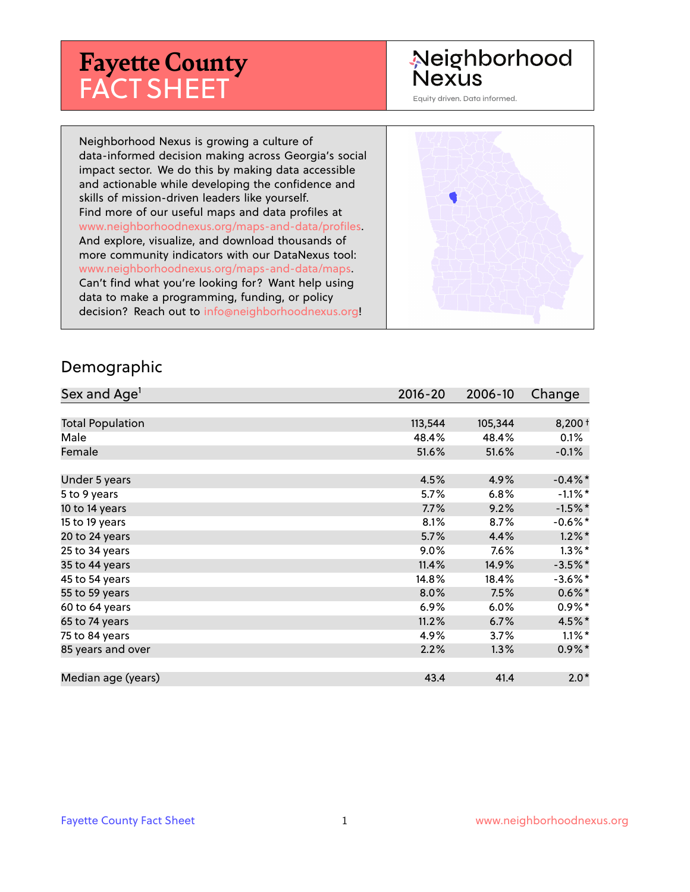# Fayette County FACT SHEET

Neighborhood Nexus

Equity driven. Data informed.

Neighborhood Nexus is growing a culture of data-informed decision making across Georgia's social impact sector. We do this by making data accessible and actionable while developing the confidence and skills of mission-driven leaders like yourself. Find more of our useful maps and data profiles at www.neighborhoodnexus.org/maps-and-data/profiles. And explore, visualize, and download thousands of more community indicators with our DataNexus tool: www.neighborhoodnexus.org/maps-and-data/maps. Can't find what you're looking for? Want help using data to make a programming, funding, or policy decision? Reach out to info@neighborhoodnexus.org!

## Demographic

| Sex and Age[1] | 2016-20 | 2006-10 | Change |
|---|---|---|---|
| Total Population | 113,544 | 105,344 | 8,200† |
| Male | 48.4% | 48.4% | 0.1% |
| Female | 51.6% | 51.6% | -0.1% |
| | | | |
| Under 5 years | 4.5% | 4.9% | -0.4%* |
| 5 to 9 years | 5.7% | 6.8% | -1.1%* |
| 10 to 14 years | 7.7% | 9.2% | -1.5%* |
| 15 to 19 years | 8.1% | 8.7% | -0.6%* |
| 20 to 24 years | 5.7% | 4.4% | 1.2%* |
| 25 to 34 years | 9.0% | 7.6% | 1.3%* |
| 35 to 44 years | 11.4% | 14.9% | -3.5%* |
| 45 to 54 years | 14.8% | 18.4% | -3.6%* |
| 55 to 59 years | 8.0% | 7.5% | 0.6%* |
| 60 to 64 years | 6.9% | 6.0% | 0.9%* |
| 65 to 74 years | 11.2% | 6.7% | 4.5%* |
| 75 to 84 years | 4.9% | 3.7% | 1.1%* |
| 85 years and over | 2.2% | 1.3% | 0.9%* |
| | | | |
| Median age (years) | 43.4 | 41.4 | 2.0* |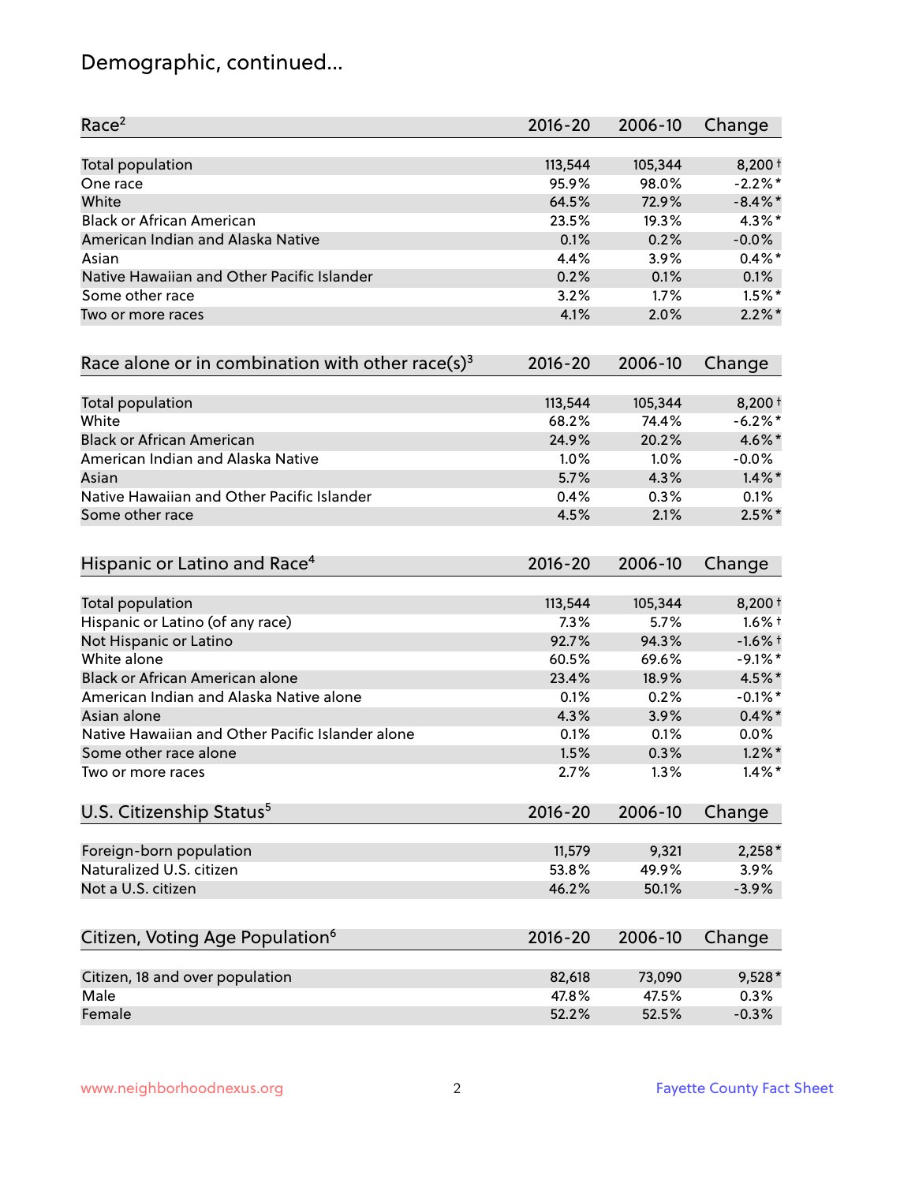# Demographic, continued...

| Race[2] | 2016-20 | 2006-10 | Change |
|---|---|---|---|
| Total population | 113,544 | 105,344 | 8,200 † |
| One race | 95.9% | 98.0% | -2.2% * |
| White | 64.5% | 72.9% | -8.4% * |
| Black or African American | 23.5% | 19.3% | 4.3% * |
| American Indian and Alaska Native | 0.1% | 0.2% | -0.0% |
| Asian | 4.4% | 3.9% | 0.4% * |
| Native Hawaiian and Other Pacific Islander | 0.2% | 0.1% | 0.1% |
| Some other race | 3.2% | 1.7% | 1.5% * |
| Two or more races | 4.1% | 2.0% | 2.2% * |

| Race alone or in combination with other race(s)[3] | 2016-20 | 2006-10 | Change |
|---|---|---|---|
| Total population | 113,544 | 105,344 | 8,200 † |
| White | 68.2% | 74.4% | -6.2% * |
| Black or African American | 24.9% | 20.2% | 4.6% * |
| American Indian and Alaska Native | 1.0% | 1.0% | -0.0% |
| Asian | 5.7% | 4.3% | 1.4% * |
| Native Hawaiian and Other Pacific Islander | 0.4% | 0.3% | 0.1% |
| Some other race | 4.5% | 2.1% | 2.5% * |

| Hispanic or Latino and Race[4] | 2016-20 | 2006-10 | Change |
|---|---|---|---|
| Total population | 113,544 | 105,344 | 8,200 † |
| Hispanic or Latino (of any race) | 7.3% | 5.7% | 1.6% † |
| Not Hispanic or Latino | 92.7% | 94.3% | -1.6% † |
| White alone | 60.5% | 69.6% | -9.1% * |
| Black or African American alone | 23.4% | 18.9% | 4.5% * |
| American Indian and Alaska Native alone | 0.1% | 0.2% | -0.1% * |
| Asian alone | 4.3% | 3.9% | 0.4% * |
| Native Hawaiian and Other Pacific Islander alone | 0.1% | 0.1% | 0.0% |
| Some other race alone | 1.5% | 0.3% | 1.2% * |
| Two or more races | 2.7% | 1.3% | 1.4% * |

| U.S. Citizenship Status[5] | 2016-20 | 2006-10 | Change |
|---|---|---|---|
| Foreign-born population | 11,579 | 9,321 | 2,258 * |
| Naturalized U.S. citizen | 53.8% | 49.9% | 3.9% |
| Not a U.S. citizen | 46.2% | 50.1% | -3.9% |

| Citizen, Voting Age Population[6] | 2016-20 | 2006-10 | Change |
|---|---|---|---|
| Citizen, 18 and over population | 82,618 | 73,090 | 9,528 * |
| Male | 47.8% | 47.5% | 0.3% |
| Female | 52.2% | 52.5% | -0.3% |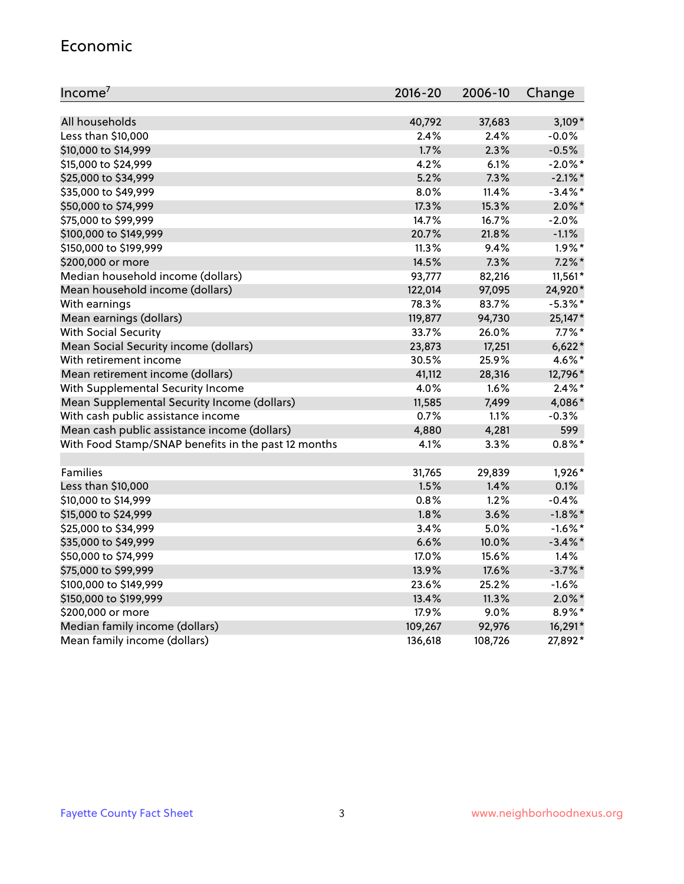## Economic

| Income[7] | 2016-20 | 2006-10 | Change |
|---|---|---|---|
| All households | 40,792 | 37,683 | 3,109* |
| Less than $10,000 | 2.4% | 2.4% | -0.0% |
| $10,000 to $14,999 | 1.7% | 2.3% | -0.5% |
| $15,000 to $24,999 | 4.2% | 6.1% | -2.0%* |
| $25,000 to $34,999 | 5.2% | 7.3% | -2.1%* |
| $35,000 to $49,999 | 8.0% | 11.4% | -3.4%* |
| $50,000 to $74,999 | 17.3% | 15.3% | 2.0%* |
| $75,000 to $99,999 | 14.7% | 16.7% | -2.0% |
| $100,000 to $149,999 | 20.7% | 21.8% | -1.1% |
| $150,000 to $199,999 | 11.3% | 9.4% | 1.9%* |
| $200,000 or more | 14.5% | 7.3% | 7.2%* |
| Median household income (dollars) | 93,777 | 82,216 | 11,561* |
| Mean household income (dollars) | 122,014 | 97,095 | 24,920* |
| With earnings | 78.3% | 83.7% | -5.3%* |
| Mean earnings (dollars) | 119,877 | 94,730 | 25,147* |
| With Social Security | 33.7% | 26.0% | 7.7%* |
| Mean Social Security income (dollars) | 23,873 | 17,251 | 6,622* |
| With retirement income | 30.5% | 25.9% | 4.6%* |
| Mean retirement income (dollars) | 41,112 | 28,316 | 12,796* |
| With Supplemental Security Income | 4.0% | 1.6% | 2.4%* |
| Mean Supplemental Security Income (dollars) | 11,585 | 7,499 | 4,086* |
| With cash public assistance income | 0.7% | 1.1% | -0.3% |
| Mean cash public assistance income (dollars) | 4,880 | 4,281 | 599 |
| With Food Stamp/SNAP benefits in the past 12 months | 4.1% | 3.3% | 0.8%* |
| | | | |
| Families | 31,765 | 29,839 | 1,926* |
| Less than $10,000 | 1.5% | 1.4% | 0.1% |
| $10,000 to $14,999 | 0.8% | 1.2% | -0.4% |
| $15,000 to $24,999 | 1.8% | 3.6% | -1.8%* |
| $25,000 to $34,999 | 3.4% | 5.0% | -1.6%* |
| $35,000 to $49,999 | 6.6% | 10.0% | -3.4%* |
| $50,000 to $74,999 | 17.0% | 15.6% | 1.4% |
| $75,000 to $99,999 | 13.9% | 17.6% | -3.7%* |
| $100,000 to $149,999 | 23.6% | 25.2% | -1.6% |
| $150,000 to $199,999 | 13.4% | 11.3% | 2.0%* |
| $200,000 or more | 17.9% | 9.0% | 8.9%* |
| Median family income (dollars) | 109,267 | 92,976 | 16,291* |
| Mean family income (dollars) | 136,618 | 108,726 | 27,892* |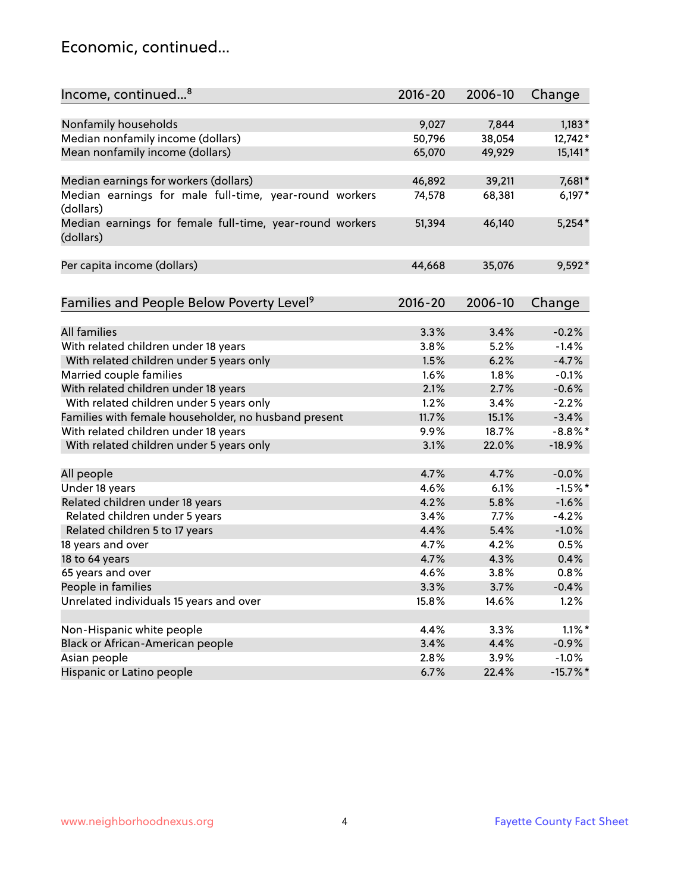## Economic, continued...

| Income, continued...[8] | 2016-20 | 2006-10 | Change |
|---|---|---|---|
| Nonfamily households | 9,027 | 7,844 | 1,183* |
| Median nonfamily income (dollars) | 50,796 | 38,054 | 12,742* |
| Mean nonfamily income (dollars) | 65,070 | 49,929 | 15,141* |
| Median earnings for workers (dollars) | 46,892 | 39,211 | 7,681* |
| Median earnings for male full-time, year-round workers (dollars) | 74,578 | 68,381 | 6,197* |
| Median earnings for female full-time, year-round workers (dollars) | 51,394 | 46,140 | 5,254* |
| Per capita income (dollars) | 44,668 | 35,076 | 9,592* |

| Families and People Below Poverty Level[9] | 2016-20 | 2006-10 | Change |
|---|---|---|---|
| All families | 3.3% | 3.4% | -0.2% |
| With related children under 18 years | 3.8% | 5.2% | -1.4% |
| With related children under 5 years only | 1.5% | 6.2% | -4.7% |
| Married couple families | 1.6% | 1.8% | -0.1% |
| With related children under 18 years | 2.1% | 2.7% | -0.6% |
| With related children under 5 years only | 1.2% | 3.4% | -2.2% |
| Families with female householder, no husband present | 11.7% | 15.1% | -3.4% |
| With related children under 18 years | 9.9% | 18.7% | -8.8%* |
| With related children under 5 years only | 3.1% | 22.0% | -18.9% |
| All people | 4.7% | 4.7% | -0.0% |
| Under 18 years | 4.6% | 6.1% | -1.5%* |
| Related children under 18 years | 4.2% | 5.8% | -1.6% |
| Related children under 5 years | 3.4% | 7.7% | -4.2% |
| Related children 5 to 17 years | 4.4% | 5.4% | -1.0% |
| 18 years and over | 4.7% | 4.2% | 0.5% |
| 18 to 64 years | 4.7% | 4.3% | 0.4% |
| 65 years and over | 4.6% | 3.8% | 0.8% |
| People in families | 3.3% | 3.7% | -0.4% |
| Unrelated individuals 15 years and over | 15.8% | 14.6% | 1.2% |
| Non-Hispanic white people | 4.4% | 3.3% | 1.1%* |
| Black or African-American people | 3.4% | 4.4% | -0.9% |
| Asian people | 2.8% | 3.9% | -1.0% |
| Hispanic or Latino people | 6.7% | 22.4% | -15.7%* |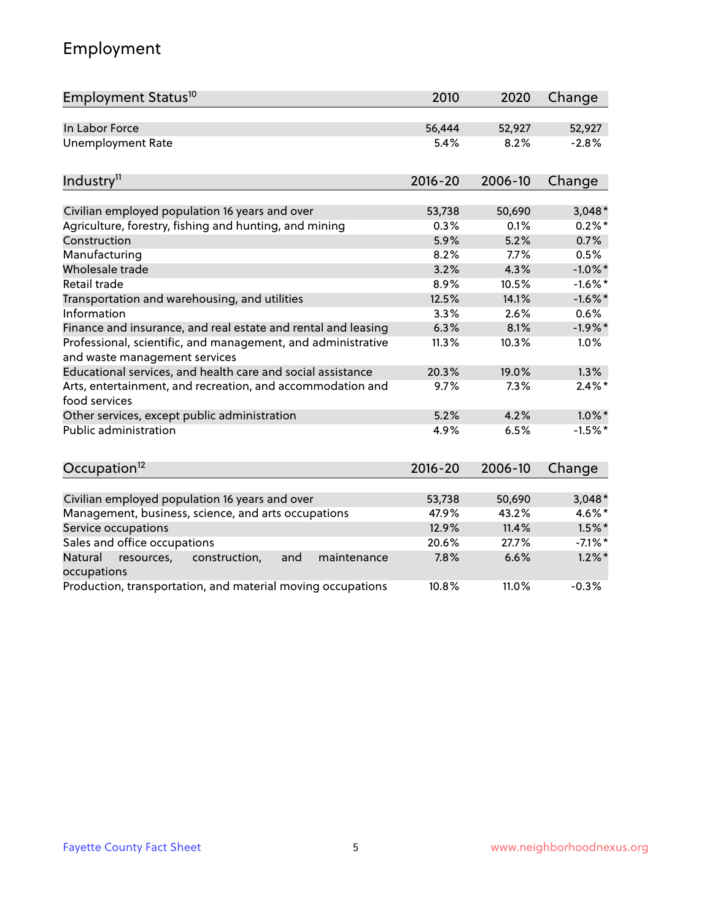## Employment

| Employment Status[10] | 2010 | 2020 | Change |
|---|---|---|---|
| In Labor Force | 56,444 | 52,927 | 52,927 |
| Unemployment Rate | 5.4% | 8.2% | -2.8% |

| Industry[11] | 2016-20 | 2006-10 | Change |
|---|---|---|---|
| Civilian employed population 16 years and over | 53,738 | 50,690 | 3,048* |
| Agriculture, forestry, fishing and hunting, and mining | 0.3% | 0.1% | 0.2%* |
| Construction | 5.9% | 5.2% | 0.7% |
| Manufacturing | 8.2% | 7.7% | 0.5% |
| Wholesale trade | 3.2% | 4.3% | -1.0%* |
| Retail trade | 8.9% | 10.5% | -1.6%* |
| Transportation and warehousing, and utilities | 12.5% | 14.1% | -1.6%* |
| Information | 3.3% | 2.6% | 0.6% |
| Finance and insurance, and real estate and rental and leasing | 6.3% | 8.1% | -1.9%* |
| Professional, scientific, and management, and administrative and waste management services | 11.3% | 10.3% | 1.0% |
| Educational services, and health care and social assistance | 20.3% | 19.0% | 1.3% |
| Arts, entertainment, and recreation, and accommodation and food services | 9.7% | 7.3% | 2.4%* |
| Other services, except public administration | 5.2% | 4.2% | 1.0%* |
| Public administration | 4.9% | 6.5% | -1.5%* |

| Occupation[12] | 2016-20 | 2006-10 | Change |
|---|---|---|---|
| Civilian employed population 16 years and over | 53,738 | 50,690 | 3,048* |
| Management, business, science, and arts occupations | 47.9% | 43.2% | 4.6%* |
| Service occupations | 12.9% | 11.4% | 1.5%* |
| Sales and office occupations | 20.6% | 27.7% | -7.1%* |
| Natural resources, construction, and maintenance occupations | 7.8% | 6.6% | 1.2%* |
| Production, transportation, and material moving occupations | 10.8% | 11.0% | -0.3% |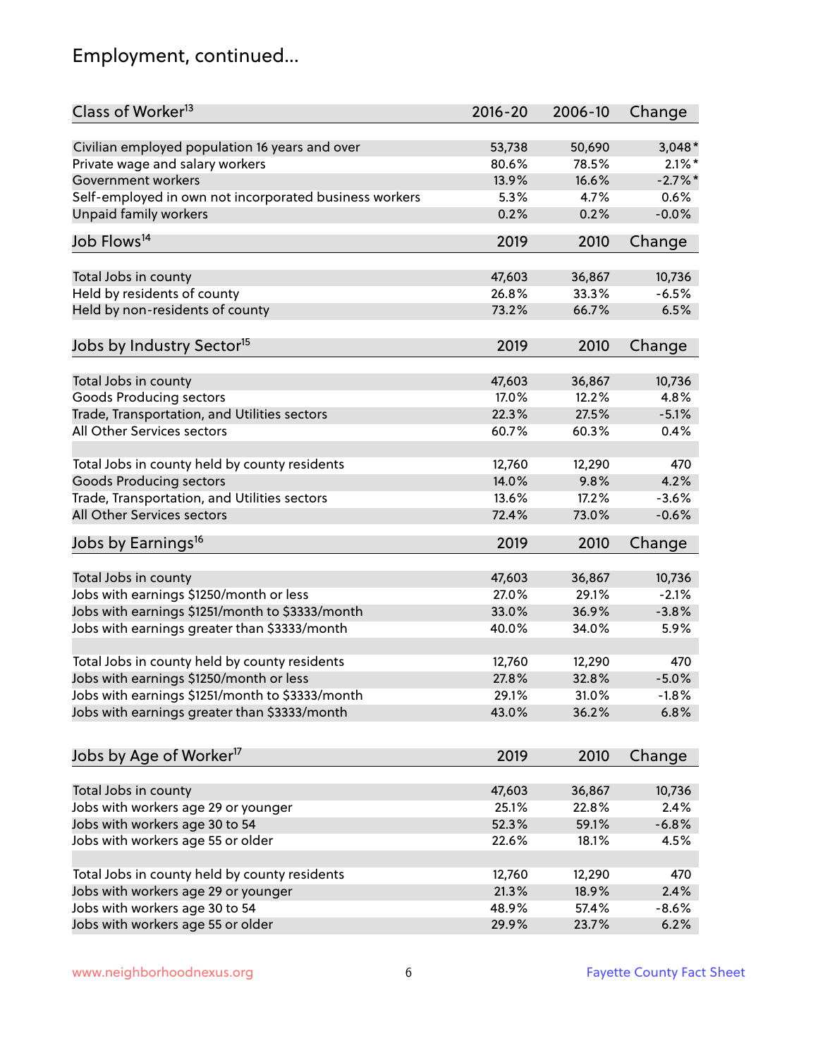## Employment, continued...

| Class of Worker[13] | 2016-20 | 2006-10 | Change |
|---|---|---|---|
| Civilian employed population 16 years and over | 53,738 | 50,690 | 3,048* |
| Private wage and salary workers | 80.6% | 78.5% | 2.1%* |
| Government workers | 13.9% | 16.6% | -2.7%* |
| Self-employed in own not incorporated business workers | 5.3% | 4.7% | 0.6% |
| Unpaid family workers | 0.2% | 0.2% | -0.0% |

| Job Flows[14] | 2019 | 2010 | Change |
|---|---|---|---|
| Total Jobs in county | 47,603 | 36,867 | 10,736 |
| Held by residents of county | 26.8% | 33.3% | -6.5% |
| Held by non-residents of county | 73.2% | 66.7% | 6.5% |

| Jobs by Industry Sector[15] | 2019 | 2010 | Change |
|---|---|---|---|
| Total Jobs in county | 47,603 | 36,867 | 10,736 |
| Goods Producing sectors | 17.0% | 12.2% | 4.8% |
| Trade, Transportation, and Utilities sectors | 22.3% | 27.5% | -5.1% |
| All Other Services sectors | 60.7% | 60.3% | 0.4% |
| | | | |
| Total Jobs in county held by county residents | 12,760 | 12,290 | 470 |
| Goods Producing sectors | 14.0% | 9.8% | 4.2% |
| Trade, Transportation, and Utilities sectors | 13.6% | 17.2% | -3.6% |
| All Other Services sectors | 72.4% | 73.0% | -0.6% |

| Jobs by Earnings[16] | 2019 | 2010 | Change |
|---|---|---|---|
| Total Jobs in county | 47,603 | 36,867 | 10,736 |
| Jobs with earnings $1250/month or less | 27.0% | 29.1% | -2.1% |
| Jobs with earnings $1251/month to $3333/month | 33.0% | 36.9% | -3.8% |
| Jobs with earnings greater than $3333/month | 40.0% | 34.0% | 5.9% |
| | | | |
| Total Jobs in county held by county residents | 12,760 | 12,290 | 470 |
| Jobs with earnings $1250/month or less | 27.8% | 32.8% | -5.0% |
| Jobs with earnings $1251/month to $3333/month | 29.1% | 31.0% | -1.8% |
| Jobs with earnings greater than $3333/month | 43.0% | 36.2% | 6.8% |

| Jobs by Age of Worker[17] | 2019 | 2010 | Change |
|---|---|---|---|
| Total Jobs in county | 47,603 | 36,867 | 10,736 |
| Jobs with workers age 29 or younger | 25.1% | 22.8% | 2.4% |
| Jobs with workers age 30 to 54 | 52.3% | 59.1% | -6.8% |
| Jobs with workers age 55 or older | 22.6% | 18.1% | 4.5% |
| | | | |
| Total Jobs in county held by county residents | 12,760 | 12,290 | 470 |
| Jobs with workers age 29 or younger | 21.3% | 18.9% | 2.4% |
| Jobs with workers age 30 to 54 | 48.9% | 57.4% | -8.6% |
| Jobs with workers age 55 or older | 29.9% | 23.7% | 6.2% |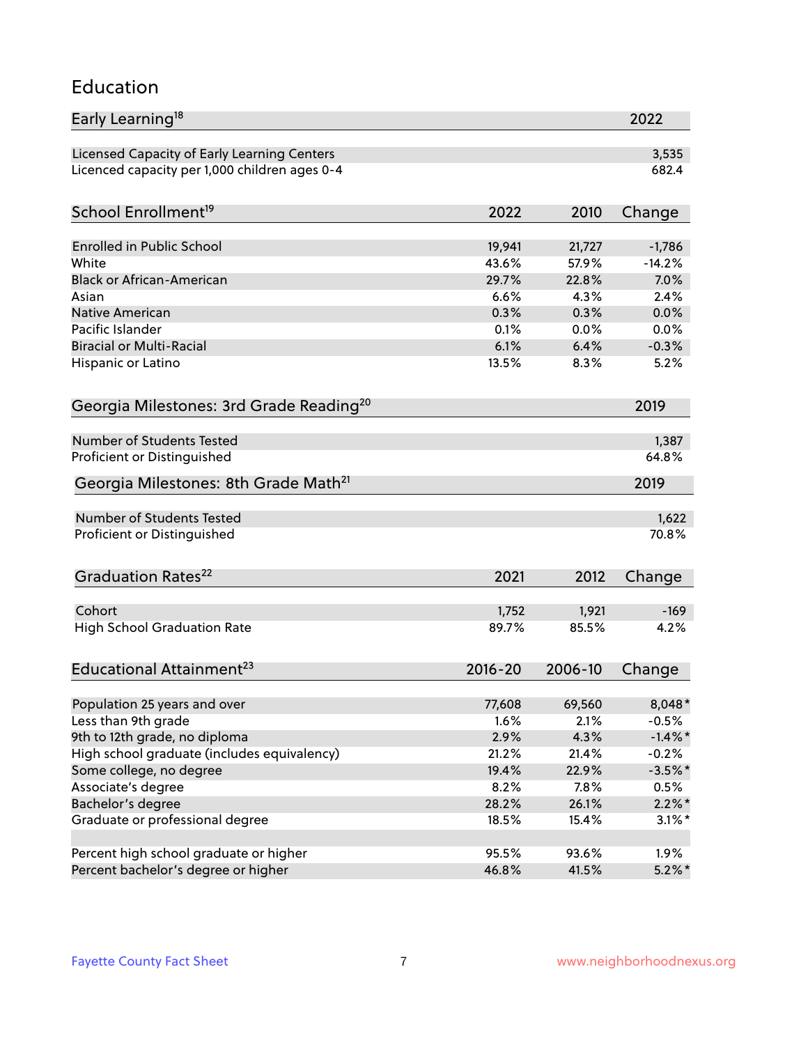# Education

| Early Learning[18] | 2022 |
|---|---|
| Licensed Capacity of Early Learning Centers | 3,535 |
| Licenced capacity per 1,000 children ages 0-4 | 682.4 |

| School Enrollment[19] | 2022 | 2010 | Change |
|---|---|---|---|
| Enrolled in Public School | 19,941 | 21,727 | -1,786 |
| White | 43.6% | 57.9% | -14.2% |
| Black or African-American | 29.7% | 22.8% | 7.0% |
| Asian | 6.6% | 4.3% | 2.4% |
| Native American | 0.3% | 0.3% | 0.0% |
| Pacific Islander | 0.1% | 0.0% | 0.0% |
| Biracial or Multi-Racial | 6.1% | 6.4% | -0.3% |
| Hispanic or Latino | 13.5% | 8.3% | 5.2% |

| Georgia Milestones: 3rd Grade Reading[20] | 2019 |
|---|---|
| Number of Students Tested | 1,387 |
| Proficient or Distinguished | 64.8% |

| Georgia Milestones: 8th Grade Math[21] | 2019 |
|---|---|
| Number of Students Tested | 1,622 |
| Proficient or Distinguished | 70.8% |

| Graduation Rates[22] | 2021 | 2012 | Change |
|---|---|---|---|
| Cohort | 1,752 | 1,921 | -169 |
| High School Graduation Rate | 89.7% | 85.5% | 4.2% |

| Educational Attainment[23] | 2016-20 | 2006-10 | Change |
|---|---|---|---|
| Population 25 years and over | 77,608 | 69,560 | 8,048* |
| Less than 9th grade | 1.6% | 2.1% | -0.5% |
| 9th to 12th grade, no diploma | 2.9% | 4.3% | -1.4%* |
| High school graduate (includes equivalency) | 21.2% | 21.4% | -0.2% |
| Some college, no degree | 19.4% | 22.9% | -3.5%* |
| Associate's degree | 8.2% | 7.8% | 0.5% |
| Bachelor's degree | 28.2% | 26.1% | 2.2%* |
| Graduate or professional degree | 18.5% | 15.4% | 3.1%* |
| | | | |
| Percent high school graduate or higher | 95.5% | 93.6% | 1.9% |
| Percent bachelor's degree or higher | 46.8% | 41.5% | 5.2%* |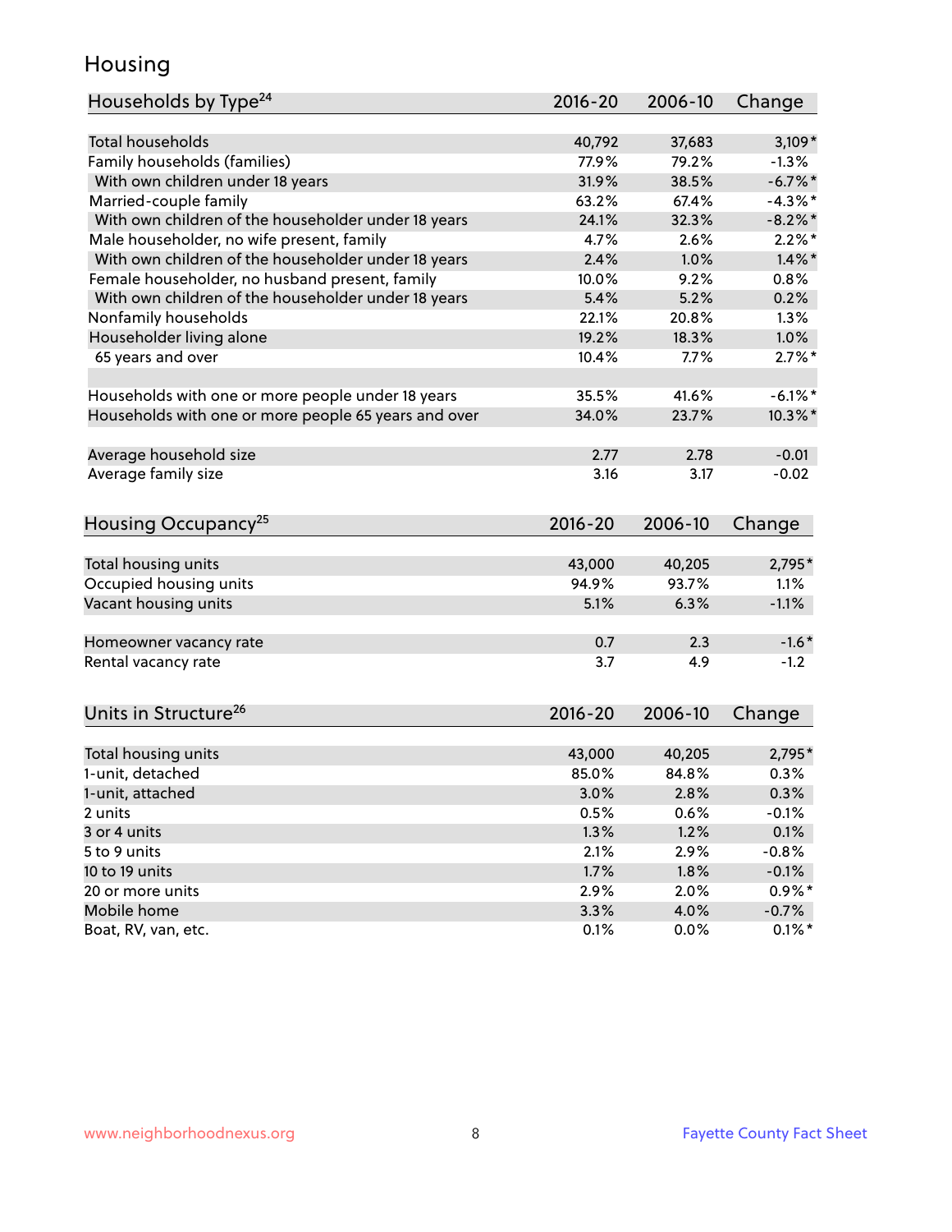## Housing

| Households by Type[24] | 2016-20 | 2006-10 | Change |
|---|---|---|---|
| Total households | 40,792 | 37,683 | 3,109* |
| Family households (families) | 77.9% | 79.2% | -1.3% |
| With own children under 18 years | 31.9% | 38.5% | -6.7%* |
| Married-couple family | 63.2% | 67.4% | -4.3%* |
| With own children of the householder under 18 years | 24.1% | 32.3% | -8.2%* |
| Male householder, no wife present, family | 4.7% | 2.6% | 2.2%* |
| With own children of the householder under 18 years | 2.4% | 1.0% | 1.4%* |
| Female householder, no husband present, family | 10.0% | 9.2% | 0.8% |
| With own children of the householder under 18 years | 5.4% | 5.2% | 0.2% |
| Nonfamily households | 22.1% | 20.8% | 1.3% |
| Householder living alone | 19.2% | 18.3% | 1.0% |
| 65 years and over | 10.4% | 7.7% | 2.7%* |
| | | | |
| Households with one or more people under 18 years | 35.5% | 41.6% | -6.1%* |
| Households with one or more people 65 years and over | 34.0% | 23.7% | 10.3%* |
| | | | |
| Average household size | 2.77 | 2.78 | -0.01 |
| Average family size | 3.16 | 3.17 | -0.02 |

| Housing Occupancy[25] | 2016-20 | 2006-10 | Change |
|---|---|---|---|
| Total housing units | 43,000 | 40,205 | 2,795* |
| Occupied housing units | 94.9% | 93.7% | 1.1% |
| Vacant housing units | 5.1% | 6.3% | -1.1% |
| | | | |
| Homeowner vacancy rate | 0.7 | 2.3 | -1.6* |
| Rental vacancy rate | 3.7 | 4.9 | -1.2 |

| Units in Structure[26] | 2016-20 | 2006-10 | Change |
|---|---|---|---|
| Total housing units | 43,000 | 40,205 | 2,795* |
| 1-unit, detached | 85.0% | 84.8% | 0.3% |
| 1-unit, attached | 3.0% | 2.8% | 0.3% |
| 2 units | 0.5% | 0.6% | -0.1% |
| 3 or 4 units | 1.3% | 1.2% | 0.1% |
| 5 to 9 units | 2.1% | 2.9% | -0.8% |
| 10 to 19 units | 1.7% | 1.8% | -0.1% |
| 20 or more units | 2.9% | 2.0% | 0.9%* |
| Mobile home | 3.3% | 4.0% | -0.7% |
| Boat, RV, van, etc. | 0.1% | 0.0% | 0.1%* |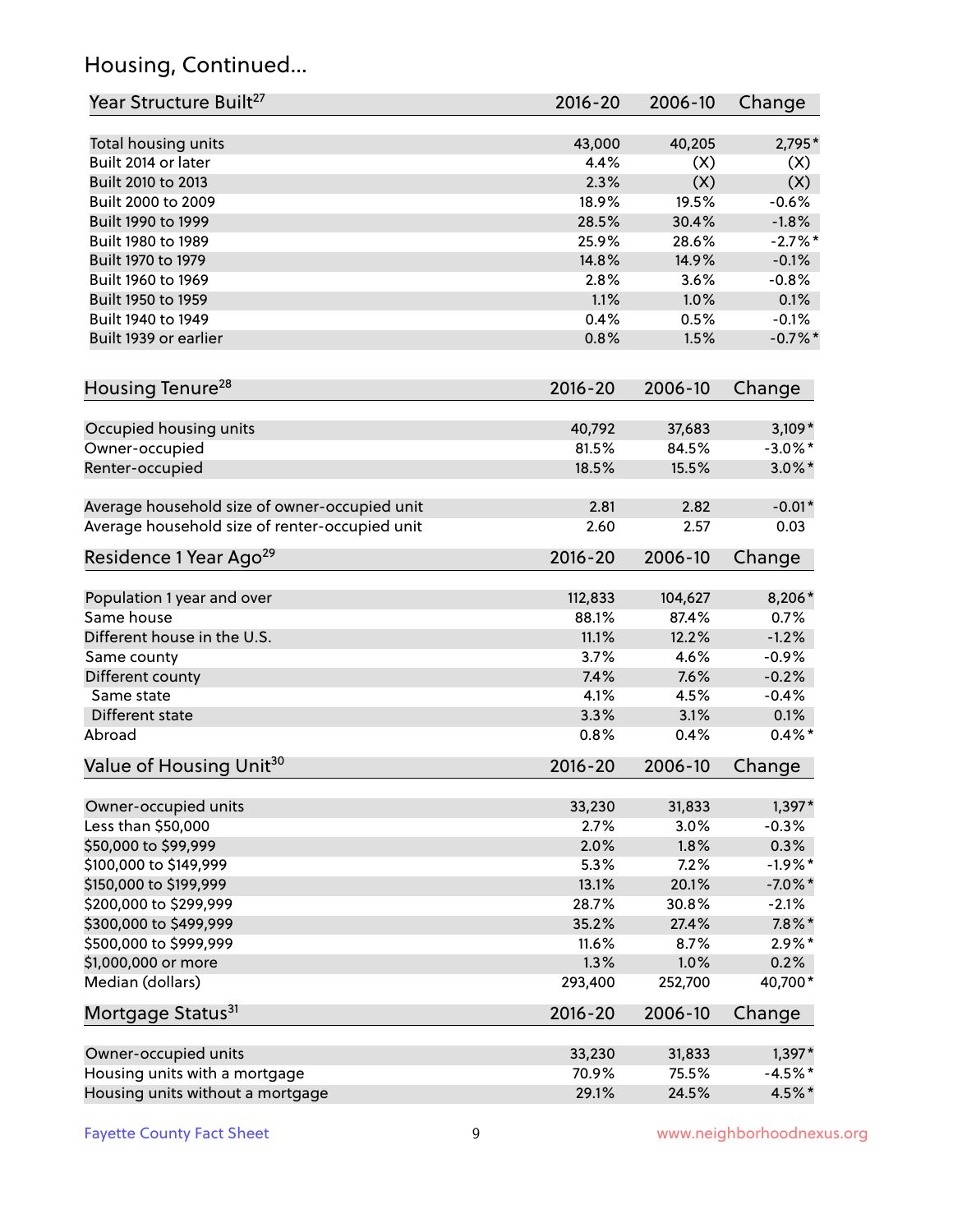## Housing, Continued...

| Year Structure Built[27] | 2016-20 | 2006-10 | Change |
|---|---|---|---|
| Total housing units | 43,000 | 40,205 | 2,795* |
| Built 2014 or later | 4.4% | (X) | (X) |
| Built 2010 to 2013 | 2.3% | (X) | (X) |
| Built 2000 to 2009 | 18.9% | 19.5% | -0.6% |
| Built 1990 to 1999 | 28.5% | 30.4% | -1.8% |
| Built 1980 to 1989 | 25.9% | 28.6% | -2.7%* |
| Built 1970 to 1979 | 14.8% | 14.9% | -0.1% |
| Built 1960 to 1969 | 2.8% | 3.6% | -0.8% |
| Built 1950 to 1959 | 1.1% | 1.0% | 0.1% |
| Built 1940 to 1949 | 0.4% | 0.5% | -0.1% |
| Built 1939 or earlier | 0.8% | 1.5% | -0.7%* |

| Housing Tenure[28] | 2016-20 | 2006-10 | Change |
|---|---|---|---|
| Occupied housing units | 40,792 | 37,683 | 3,109* |
| Owner-occupied | 81.5% | 84.5% | -3.0%* |
| Renter-occupied | 18.5% | 15.5% | 3.0%* |
| Average household size of owner-occupied unit | 2.81 | 2.82 | -0.01* |
| Average household size of renter-occupied unit | 2.60 | 2.57 | 0.03 |

| Residence 1 Year Ago[29] | 2016-20 | 2006-10 | Change |
|---|---|---|---|
| Population 1 year and over | 112,833 | 104,627 | 8,206* |
| Same house | 88.1% | 87.4% | 0.7% |
| Different house in the U.S. | 11.1% | 12.2% | -1.2% |
| Same county | 3.7% | 4.6% | -0.9% |
| Different county | 7.4% | 7.6% | -0.2% |
| Same state | 4.1% | 4.5% | -0.4% |
| Different state | 3.3% | 3.1% | 0.1% |
| Abroad | 0.8% | 0.4% | 0.4%* |

| Value of Housing Unit[30] | 2016-20 | 2006-10 | Change |
|---|---|---|---|
| Owner-occupied units | 33,230 | 31,833 | 1,397* |
| Less than $50,000 | 2.7% | 3.0% | -0.3% |
| $50,000 to $99,999 | 2.0% | 1.8% | 0.3% |
| $100,000 to $149,999 | 5.3% | 7.2% | -1.9%* |
| $150,000 to $199,999 | 13.1% | 20.1% | -7.0%* |
| $200,000 to $299,999 | 28.7% | 30.8% | -2.1% |
| $300,000 to $499,999 | 35.2% | 27.4% | 7.8%* |
| $500,000 to $999,999 | 11.6% | 8.7% | 2.9%* |
| $1,000,000 or more | 1.3% | 1.0% | 0.2% |
| Median (dollars) | 293,400 | 252,700 | 40,700* |

| Mortgage Status[31] | 2016-20 | 2006-10 | Change |
|---|---|---|---|
| Owner-occupied units | 33,230 | 31,833 | 1,397* |
| Housing units with a mortgage | 70.9% | 75.5% | -4.5%* |
| Housing units without a mortgage | 29.1% | 24.5% | 4.5%* |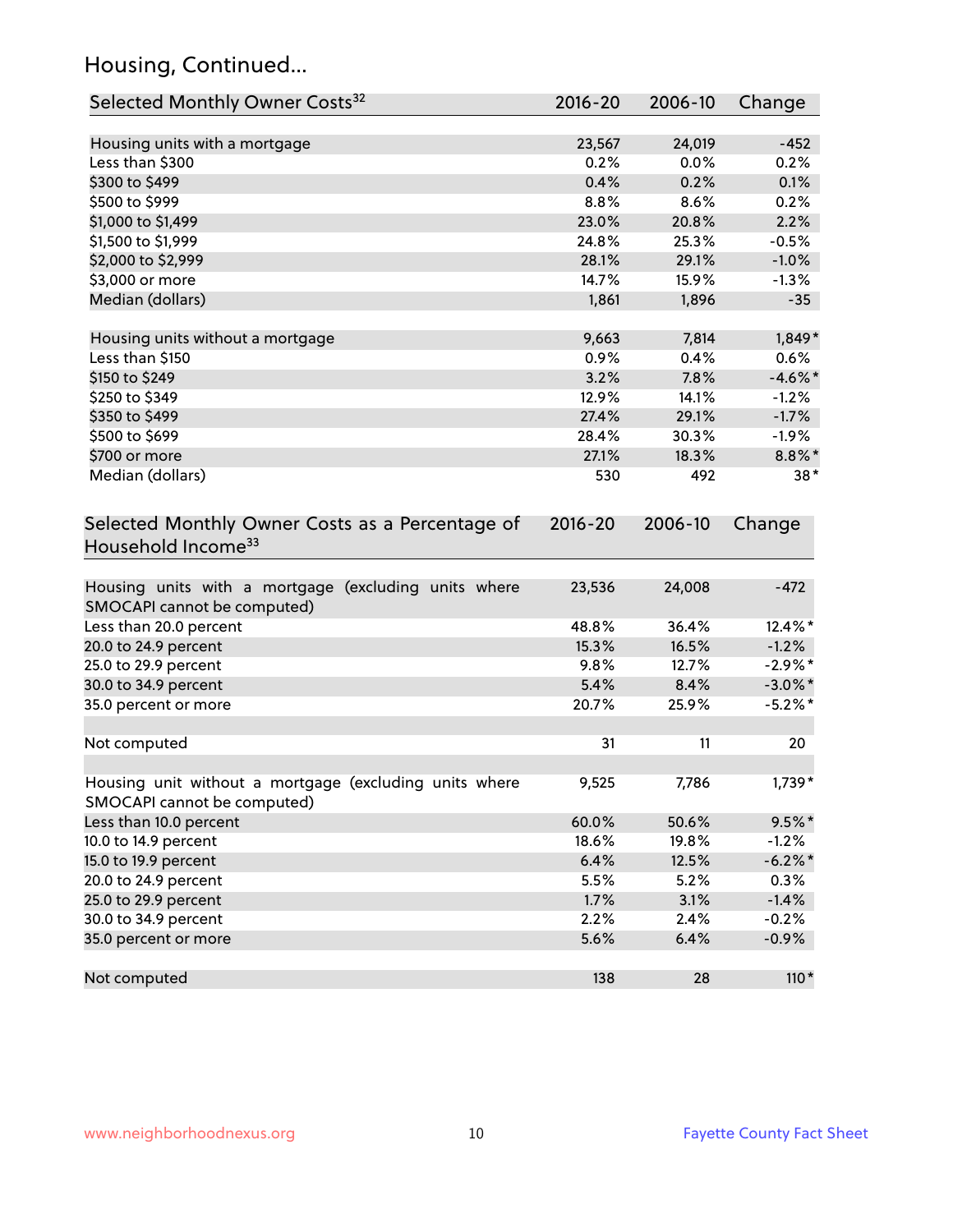## Housing, Continued...

| Selected Monthly Owner Costs[32] | 2016-20 | 2006-10 | Change |
|---|---|---|---|
| Housing units with a mortgage | 23,567 | 24,019 | -452 |
| Less than $300 | 0.2% | 0.0% | 0.2% |
| $300 to $499 | 0.4% | 0.2% | 0.1% |
| $500 to $999 | 8.8% | 8.6% | 0.2% |
| $1,000 to $1,499 | 23.0% | 20.8% | 2.2% |
| $1,500 to $1,999 | 24.8% | 25.3% | -0.5% |
| $2,000 to $2,999 | 28.1% | 29.1% | -1.0% |
| $3,000 or more | 14.7% | 15.9% | -1.3% |
| Median (dollars) | 1,861 | 1,896 | -35 |
| | | | |
| Housing units without a mortgage | 9,663 | 7,814 | 1,849* |
| Less than $150 | 0.9% | 0.4% | 0.6% |
| $150 to $249 | 3.2% | 7.8% | -4.6%* |
| $250 to $349 | 12.9% | 14.1% | -1.2% |
| $350 to $499 | 27.4% | 29.1% | -1.7% |
| $500 to $699 | 28.4% | 30.3% | -1.9% |
| $700 or more | 27.1% | 18.3% | 8.8%* |
| Median (dollars) | 530 | 492 | 38* |

| Selected Monthly Owner Costs as a Percentage of Household Income[33] | 2016-20 | 2006-10 | Change |
|---|---|---|---|
| Housing units with a mortgage (excluding units where SMOCAPI cannot be computed) | 23,536 | 24,008 | -472 |
| Less than 20.0 percent | 48.8% | 36.4% | 12.4%* |
| 20.0 to 24.9 percent | 15.3% | 16.5% | -1.2% |
| 25.0 to 29.9 percent | 9.8% | 12.7% | -2.9%* |
| 30.0 to 34.9 percent | 5.4% | 8.4% | -3.0%* |
| 35.0 percent or more | 20.7% | 25.9% | -5.2%* |
| | | | |
| Not computed | 31 | 11 | 20 |
| | | | |
| Housing unit without a mortgage (excluding units where SMOCAPI cannot be computed) | 9,525 | 7,786 | 1,739* |
| Less than 10.0 percent | 60.0% | 50.6% | 9.5%* |
| 10.0 to 14.9 percent | 18.6% | 19.8% | -1.2% |
| 15.0 to 19.9 percent | 6.4% | 12.5% | -6.2%* |
| 20.0 to 24.9 percent | 5.5% | 5.2% | 0.3% |
| 25.0 to 29.9 percent | 1.7% | 3.1% | -1.4% |
| 30.0 to 34.9 percent | 2.2% | 2.4% | -0.2% |
| 35.0 percent or more | 5.6% | 6.4% | -0.9% |
| | | | |
| Not computed | 138 | 28 | 110* |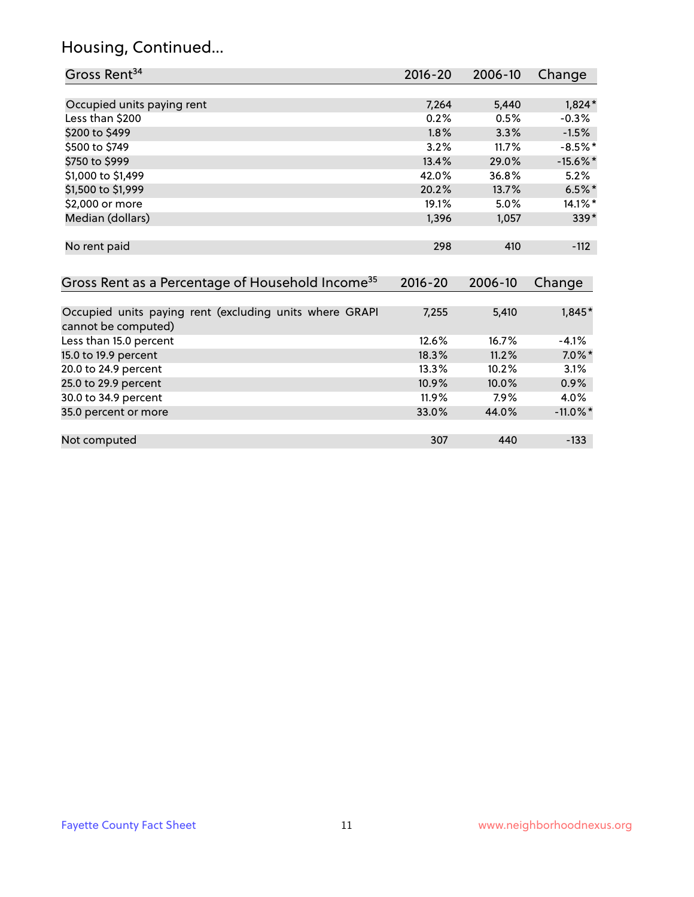# Housing, Continued...

| Gross Rent[34] | 2016-20 | 2006-10 | Change |
|---|---|---|---|
| Occupied units paying rent | 7,264 | 5,440 | 1,824* |
| Less than $200 | 0.2% | 0.5% | -0.3% |
| $200 to $499 | 1.8% | 3.3% | -1.5% |
| $500 to $749 | 3.2% | 11.7% | -8.5%* |
| $750 to $999 | 13.4% | 29.0% | -15.6%* |
| $1,000 to $1,499 | 42.0% | 36.8% | 5.2% |
| $1,500 to $1,999 | 20.2% | 13.7% | 6.5%* |
| $2,000 or more | 19.1% | 5.0% | 14.1%* |
| Median (dollars) | 1,396 | 1,057 | 339* |
| No rent paid | 298 | 410 | -112 |

| Gross Rent as a Percentage of Household Income[35] | 2016-20 | 2006-10 | Change |
|---|---|---|---|
| Occupied units paying rent (excluding units where GRAPI cannot be computed) | 7,255 | 5,410 | 1,845* |
| Less than 15.0 percent | 12.6% | 16.7% | -4.1% |
| 15.0 to 19.9 percent | 18.3% | 11.2% | 7.0%* |
| 20.0 to 24.9 percent | 13.3% | 10.2% | 3.1% |
| 25.0 to 29.9 percent | 10.9% | 10.0% | 0.9% |
| 30.0 to 34.9 percent | 11.9% | 7.9% | 4.0% |
| 35.0 percent or more | 33.0% | 44.0% | -11.0%* |
| Not computed | 307 | 440 | -133 |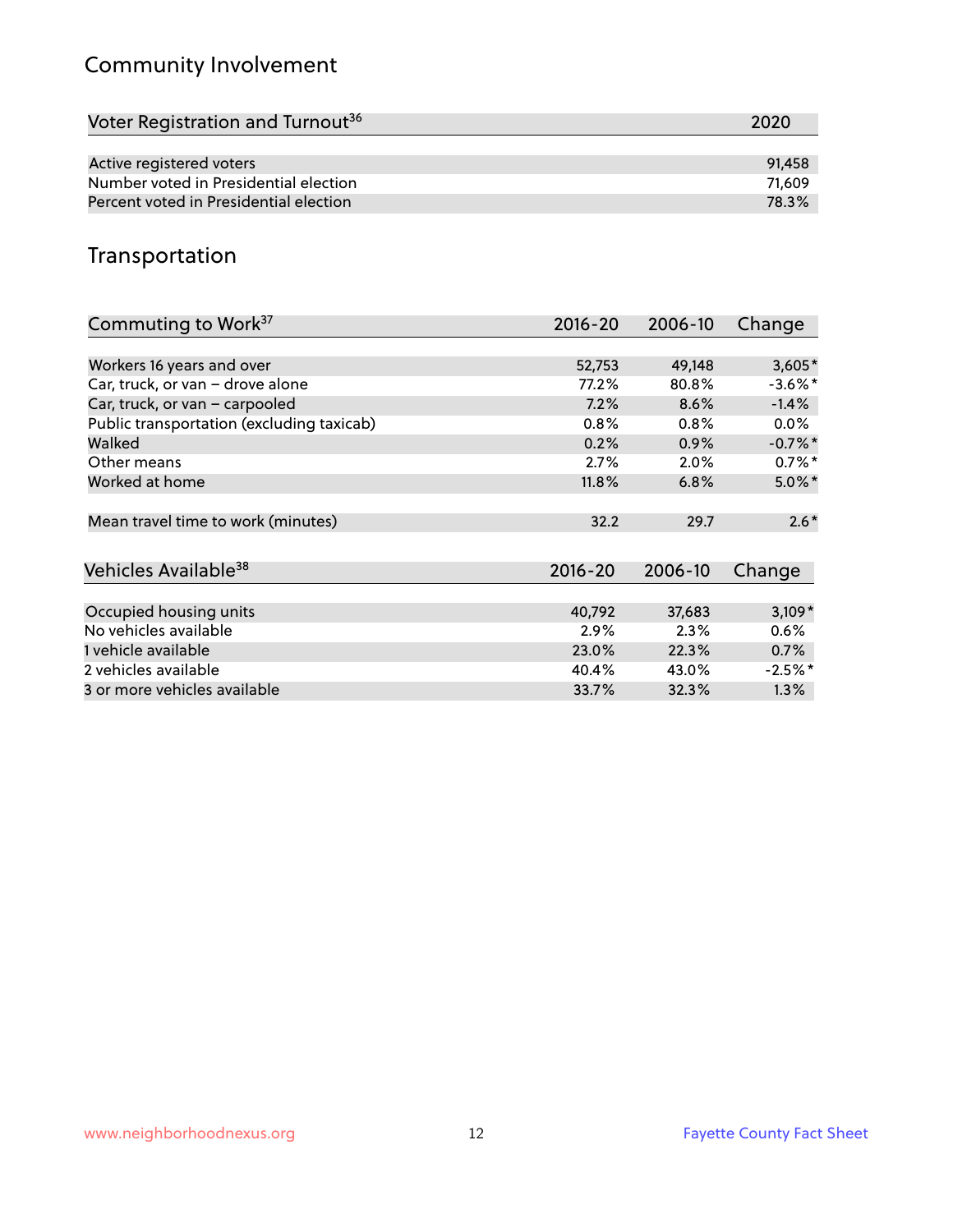## Community Involvement

| Voter Registration and Turnout[36] | 2020 |
|---|---|
| Active registered voters | 91,458 |
| Number voted in Presidential election | 71,609 |
| Percent voted in Presidential election | 78.3% |

## Transportation

| Commuting to Work[37] | 2016-20 | 2006-10 | Change |
|---|---|---|---|
| Workers 16 years and over | 52,753 | 49,148 | 3,605* |
| Car, truck, or van – drove alone | 77.2% | 80.8% | -3.6%* |
| Car, truck, or van – carpooled | 7.2% | 8.6% | -1.4% |
| Public transportation (excluding taxicab) | 0.8% | 0.8% | 0.0% |
| Walked | 0.2% | 0.9% | -0.7%* |
| Other means | 2.7% | 2.0% | 0.7%* |
| Worked at home | 11.8% | 6.8% | 5.0%* |
| Mean travel time to work (minutes) | 32.2 | 29.7 | 2.6* |

| Vehicles Available[38] | 2016-20 | 2006-10 | Change |
|---|---|---|---|
| Occupied housing units | 40,792 | 37,683 | 3,109* |
| No vehicles available | 2.9% | 2.3% | 0.6% |
| 1 vehicle available | 23.0% | 22.3% | 0.7% |
| 2 vehicles available | 40.4% | 43.0% | -2.5%* |
| 3 or more vehicles available | 33.7% | 32.3% | 1.3% |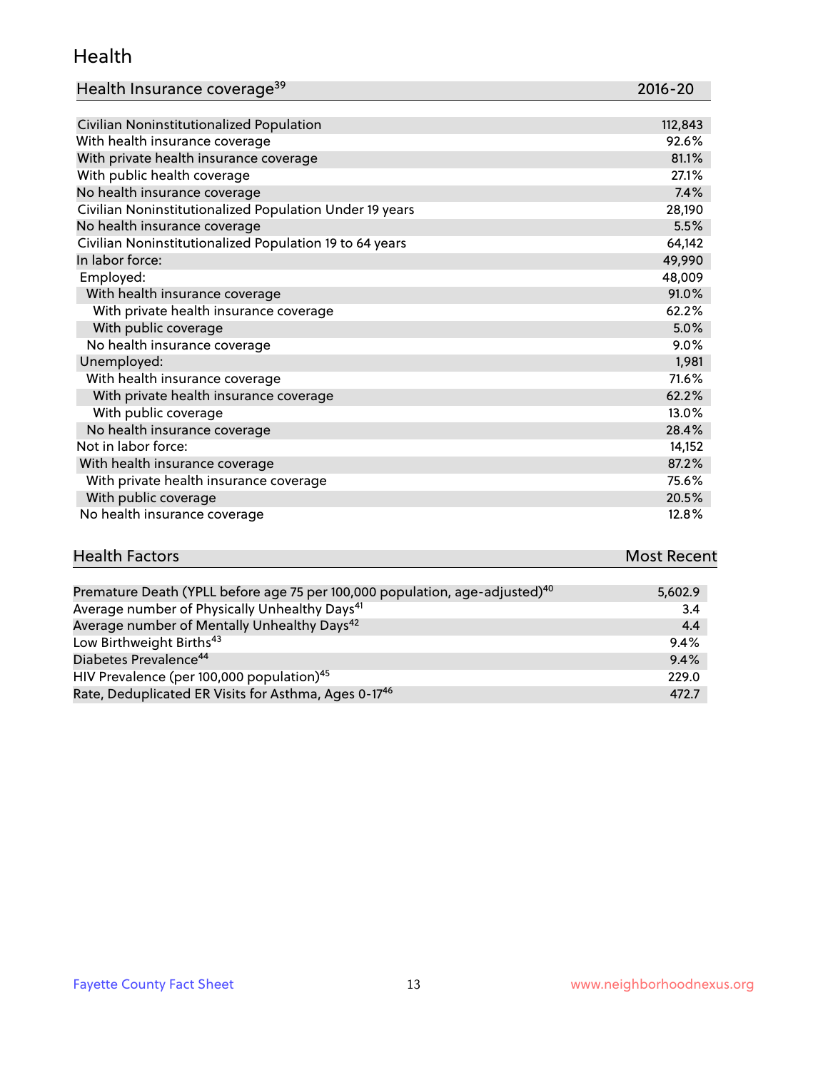## Health

| Health Insurance coverage[39] | 2016-20 |
| --- | --- |
| Civilian Noninstitutionalized Population | 112,843 |
| With health insurance coverage | 92.6% |
| With private health insurance coverage | 81.1% |
| With public health coverage | 27.1% |
| No health insurance coverage | 7.4% |
| Civilian Noninstitutionalized Population Under 19 years | 28,190 |
| No health insurance coverage | 5.5% |
| Civilian Noninstitutionalized Population 19 to 64 years | 64,142 |
| In labor force: | 49,990 |
| Employed: | 48,009 |
| With health insurance coverage | 91.0% |
| With private health insurance coverage | 62.2% |
| With public coverage | 5.0% |
| No health insurance coverage | 9.0% |
| Unemployed: | 1,981 |
| With health insurance coverage | 71.6% |
| With private health insurance coverage | 62.2% |
| With public coverage | 13.0% |
| No health insurance coverage | 28.4% |
| Not in labor force: | 14,152 |
| With health insurance coverage | 87.2% |
| With private health insurance coverage | 75.6% |
| With public coverage | 20.5% |
| No health insurance coverage | 12.8% |

| Health Factors | Most Recent |
| --- | --- |
| Premature Death (YPLL before age 75 per 100,000 population, age-adjusted)[40] | 5,602.9 |
| Average number of Physically Unhealthy Days[41] | 3.4 |
| Average number of Mentally Unhealthy Days[42] | 4.4 |
| Low Birthweight Births[43] | 9.4% |
| Diabetes Prevalence[44] | 9.4% |
| HIV Prevalence (per 100,000 population)[45] | 229.0 |
| Rate, Deduplicated ER Visits for Asthma, Ages 0-17[46] | 472.7 |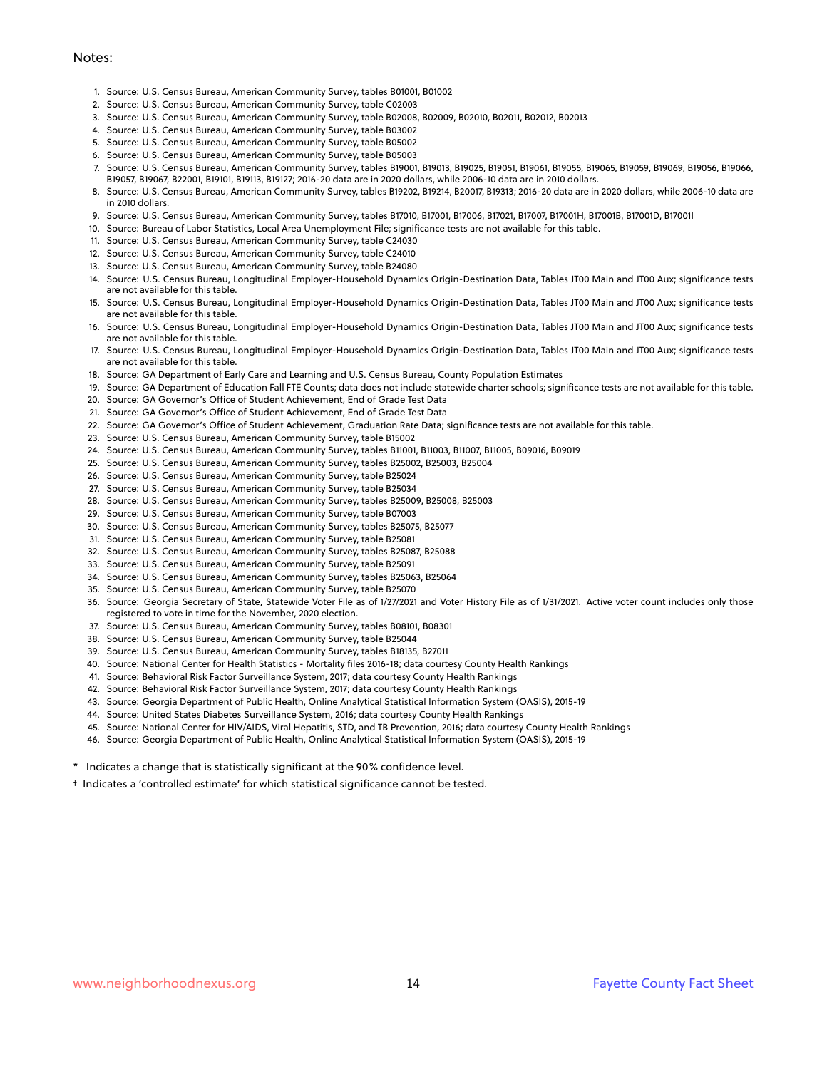Notes:

1. Source: U.S. Census Bureau, American Community Survey, tables B01001, B01002
2. Source: U.S. Census Bureau, American Community Survey, table C02003
3. Source: U.S. Census Bureau, American Community Survey, table B02008, B02009, B02010, B02011, B02012, B02013
4. Source: U.S. Census Bureau, American Community Survey, table B03002
5. Source: U.S. Census Bureau, American Community Survey, table B05002
6. Source: U.S. Census Bureau, American Community Survey, table B05003
7. Source: U.S. Census Bureau, American Community Survey, tables B19001, B19013, B19025, B19051, B19061, B19055, B19065, B19059, B19069, B19056, B19066, B19057, B19067, B22001, B19101, B19113, B19127; 2016-20 data are in 2020 dollars, while 2006-10 data are in 2010 dollars.
8. Source: U.S. Census Bureau, American Community Survey, tables B19202, B19214, B20017, B19313; 2016-20 data are in 2020 dollars, while 2006-10 data are in 2010 dollars.
9. Source: U.S. Census Bureau, American Community Survey, tables B17010, B17001, B17006, B17021, B17007, B17001H, B17001B, B17001D, B17001I
10. Source: Bureau of Labor Statistics, Local Area Unemployment File; significance tests are not available for this table.
11. Source: U.S. Census Bureau, American Community Survey, table C24030
12. Source: U.S. Census Bureau, American Community Survey, table C24010
13. Source: U.S. Census Bureau, American Community Survey, table B24080
14. Source: U.S. Census Bureau, Longitudinal Employer-Household Dynamics Origin-Destination Data, Tables JT00 Main and JT00 Aux; significance tests are not available for this table.
15. Source: U.S. Census Bureau, Longitudinal Employer-Household Dynamics Origin-Destination Data, Tables JT00 Main and JT00 Aux; significance tests are not available for this table.
16. Source: U.S. Census Bureau, Longitudinal Employer-Household Dynamics Origin-Destination Data, Tables JT00 Main and JT00 Aux; significance tests are not available for this table.
17. Source: U.S. Census Bureau, Longitudinal Employer-Household Dynamics Origin-Destination Data, Tables JT00 Main and JT00 Aux; significance tests are not available for this table.
18. Source: GA Department of Early Care and Learning and U.S. Census Bureau, County Population Estimates
19. Source: GA Department of Education Fall FTE Counts; data does not include statewide charter schools; significance tests are not available for this table.
20. Source: GA Governor's Office of Student Achievement, End of Grade Test Data
21. Source: GA Governor's Office of Student Achievement, End of Grade Test Data
22. Source: GA Governor's Office of Student Achievement, Graduation Rate Data; significance tests are not available for this table.
23. Source: U.S. Census Bureau, American Community Survey, table B15002
24. Source: U.S. Census Bureau, American Community Survey, tables B11001, B11003, B11007, B11005, B09016, B09019
25. Source: U.S. Census Bureau, American Community Survey, tables B25002, B25003, B25004
26. Source: U.S. Census Bureau, American Community Survey, table B25024
27. Source: U.S. Census Bureau, American Community Survey, table B25034
28. Source: U.S. Census Bureau, American Community Survey, tables B25009, B25008, B25003
29. Source: U.S. Census Bureau, American Community Survey, table B07003
30. Source: U.S. Census Bureau, American Community Survey, tables B25075, B25077
31. Source: U.S. Census Bureau, American Community Survey, table B25081
32. Source: U.S. Census Bureau, American Community Survey, tables B25087, B25088
33. Source: U.S. Census Bureau, American Community Survey, table B25091
34. Source: U.S. Census Bureau, American Community Survey, tables B25063, B25064
35. Source: U.S. Census Bureau, American Community Survey, table B25070
36. Source: Georgia Secretary of State, Statewide Voter File as of 1/27/2021 and Voter History File as of 1/31/2021. Active voter count includes only those registered to vote in time for the November, 2020 election.
37. Source: U.S. Census Bureau, American Community Survey, tables B08101, B08301
38. Source: U.S. Census Bureau, American Community Survey, table B25044
39. Source: U.S. Census Bureau, American Community Survey, tables B18135, B27011
40. Source: National Center for Health Statistics - Mortality files 2016-18; data courtesy County Health Rankings
41. Source: Behavioral Risk Factor Surveillance System, 2017; data courtesy County Health Rankings
42. Source: Behavioral Risk Factor Surveillance System, 2017; data courtesy County Health Rankings
43. Source: Georgia Department of Public Health, Online Analytical Statistical Information System (OASIS), 2015-19
44. Source: United States Diabetes Surveillance System, 2016; data courtesy County Health Rankings
45. Source: National Center for HIV/AIDS, Viral Hepatitis, STD, and TB Prevention, 2016; data courtesy County Health Rankings
46. Source: Georgia Department of Public Health, Online Analytical Statistical Information System (OASIS), 2015-19

\* Indicates a change that is statistically significant at the 90% confidence level.

† Indicates a 'controlled estimate' for which statistical significance cannot be tested.